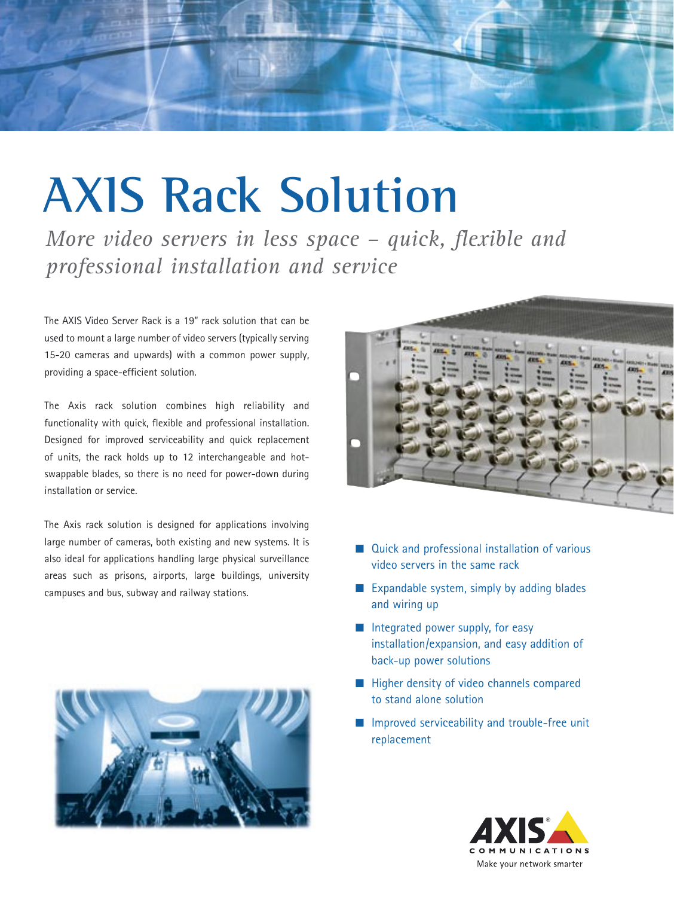# AXIS Rack Solution

*More video servers in less space – quick, flexible and professional installation and service*

The AXIS Video Server Rack is a 19" rack solution that can be used to mount a large number of video servers (typically serving 15-20 cameras and upwards) with a common power supply, providing a space-efficient solution.

The Axis rack solution combines high reliability and functionality with quick, flexible and professional installation. Designed for improved serviceability and quick replacement of units, the rack holds up to 12 interchangeable and hot-swappable blades, so there is no need for power-down during installation or service.

The Axis rack solution is designed for applications involving large number of cameras, both existing and new systems. It is also ideal for applications handling large physical surveillance areas such as prisons, airports, large buildings, university campuses and bus, subway and railway stations.

- Quick and professional installation of various video servers in the same rack
- Expandable system, simply by adding blades and wiring up
- Integrated power supply, for easy installation/expansion, and easy addition of back-up power solutions
- Higher density of video channels compared to stand alone solution
- Improved serviceability and trouble-free unit replacement

AXIS COMMUNICATIONS

Make your network smarter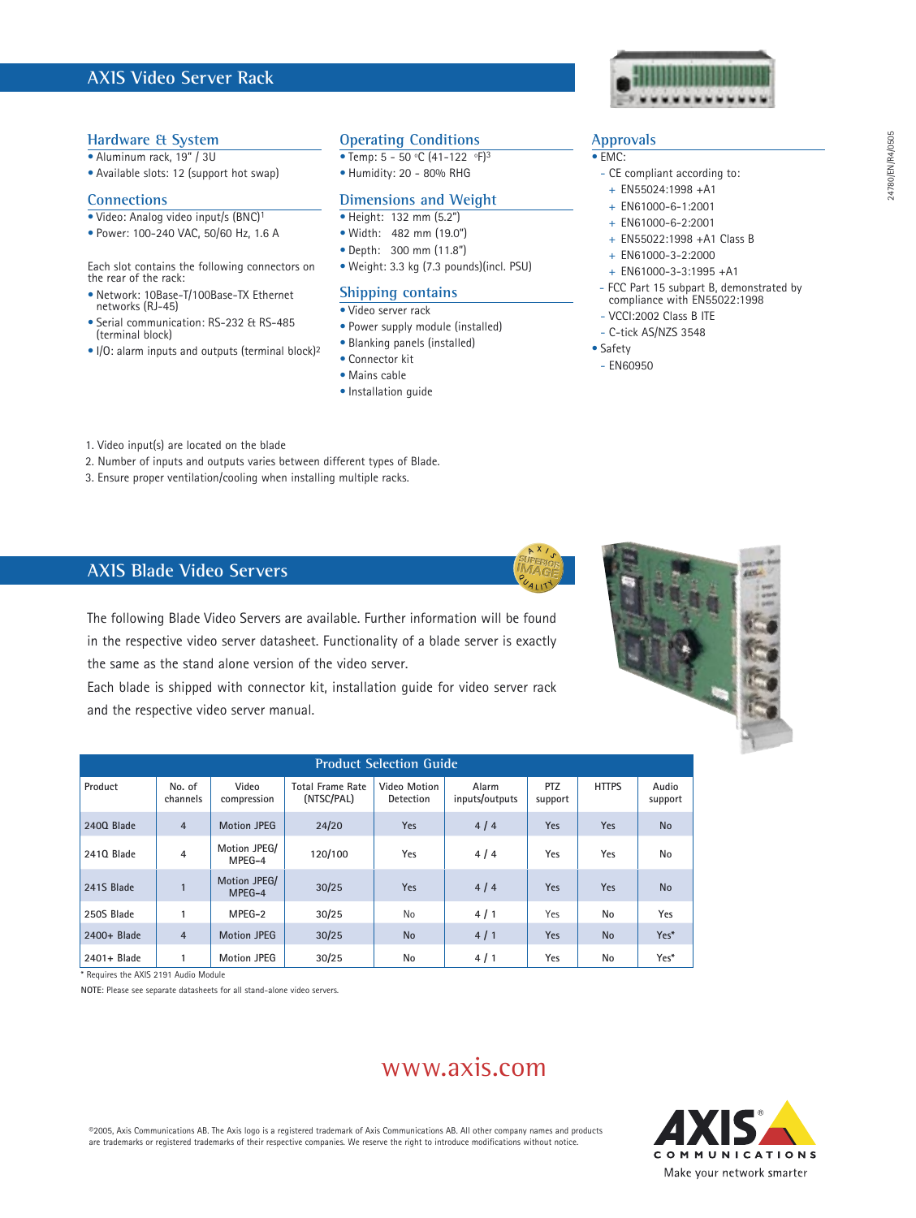## AXIS Video Server Rack

### Hardware & System

- Aluminum rack, 19" / 3U
- Available slots: 12 (support hot swap)

### Connections

- Video: Analog video input/s (BNC)[1]
- Power: 100-240 VAC, 50/60 Hz, 1.6 A

Each slot contains the following connectors on the rear of the rack:

- Network: 10Base-T/100Base-TX Ethernet networks (RJ-45)
- Serial communication: RS-232 & RS-485 (terminal block)
- I/O: alarm inputs and outputs (terminal block)[2]

### Operating Conditions

- Temp: 5 - 50 °C (41-122 °F)[3]
- Humidity: 20 - 80% RHG

### Dimensions and Weight

- Height: 132 mm (5.2")
- Width: 482 mm (19.0")
- Depth: 300 mm (11.8")
- Weight: 3.3 kg (7.3 pounds)(incl. PSU)

### Shipping contains

- Video server rack
- Power supply module (installed)
- Blanking panels (installed)
- Connector kit
- Mains cable
- Installation guide

### Approvals

- EMC:
  - CE compliant according to:
    - + EN55024:1998 +A1
    - + EN61000-6-1:2001
    - + EN61000-6-2:2001
    - + EN55022:1998 +A1 Class B
    - + EN61000-3-2:2000
    - + EN61000-3-3:1995 +A1
  - FCC Part 15 subpart B, demonstrated by compliance with EN55022:1998
  - VCCI:2002 Class B ITE
  - C-tick AS/NZS 3548
- Safety
  - EN60950

1. Video input(s) are located on the blade
2. Number of inputs and outputs varies between different types of Blade.
3. Ensure proper ventilation/cooling when installing multiple racks.

## AXIS Blade Video Servers

The following Blade Video Servers are available. Further information will be found in the respective video server datasheet. Functionality of a blade server is exactly the same as the stand alone version of the video server.

Each blade is shipped with connector kit, installation guide for video server rack and the respective video server manual.

**Product Selection Guide**

| Product | No. of channels | Video compression | Total Frame Rate (NTSC/PAL) | Video Motion Detection | Alarm inputs/outputs | PTZ support | HTTPS | Audio support |
|---|---|---|---|---|---|---|---|---|
| 240Q Blade | 4 | Motion JPEG | 24/20 | Yes | 4 / 4 | Yes | Yes | No |
| 241Q Blade | 4 | Motion JPEG/ MPEG-4 | 120/100 | Yes | 4 / 4 | Yes | Yes | No |
| 241S Blade | 1 | Motion JPEG/ MPEG-4 | 30/25 | Yes | 4 / 4 | Yes | Yes | No |
| 250S Blade | 1 | MPEG-2 | 30/25 | No | 4 / 1 | Yes | No | Yes |
| 2400+ Blade | 4 | Motion JPEG | 30/25 | No | 4 / 1 | Yes | No | Yes* |
| 2401+ Blade | 1 | Motion JPEG | 30/25 | No | 4 / 1 | Yes | No | Yes* |

\* Requires the AXIS 2191 Audio Module

NOTE: Please see separate datasheets for all stand-alone video servers.

www.axis.com

©2005, Axis Communications AB. The Axis logo is a registered trademark of Axis Communications AB. All other company names and products are trademarks or registered trademarks of their respective companies. We reserve the right to introduce modifications without notice.

AXIS COMMUNICATIONS

Make your network smarter

24780/EN/R4/0505